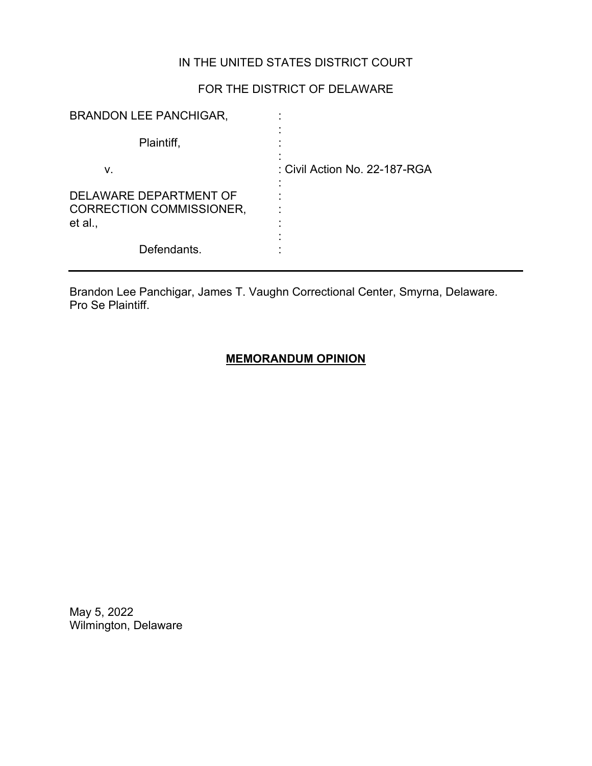IN THE UNITED STATES DISTRICT COURT

FOR THE DISTRICT OF DELAWARE

| | | |
|---|---|---|
| BRANDON LEE PANCHIGAR, | : | |
| Plaintiff, | : | |
| v. | : | Civil Action No. 22-187-RGA |
| DELAWARE DEPARTMENT OF CORRECTION COMMISSIONER, et al., | : | |
| Defendants. | : | |

---

Brandon Lee Panchigar, James T. Vaughn Correctional Center, Smyrna, Delaware. Pro Se Plaintiff.

## **MEMORANDUM OPINION**

May 5, 2022
Wilmington, Delaware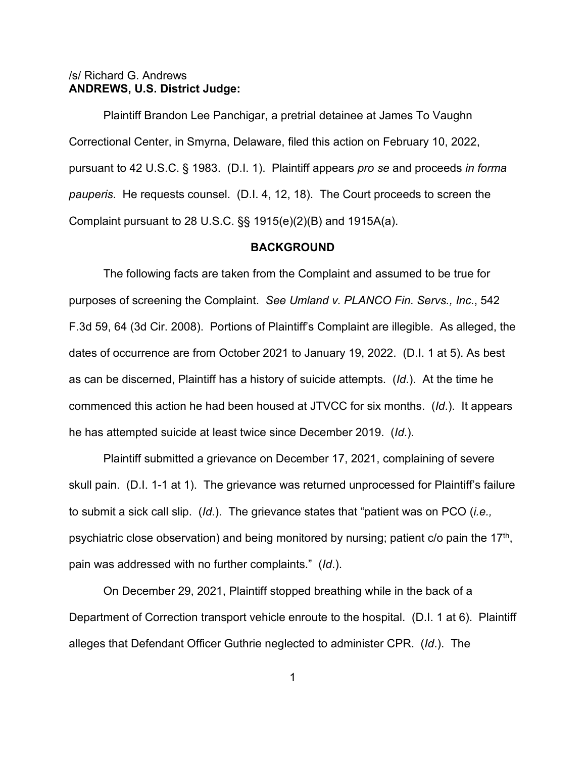/s/ Richard G. Andrews
**ANDREWS, U.S. District Judge:**

Plaintiff Brandon Lee Panchigar, a pretrial detainee at James To Vaughn Correctional Center, in Smyrna, Delaware, filed this action on February 10, 2022, pursuant to 42 U.S.C. § 1983. (D.I. 1). Plaintiff appears *pro se* and proceeds *in forma pauperis*. He requests counsel. (D.I. 4, 12, 18). The Court proceeds to screen the Complaint pursuant to 28 U.S.C. §§ 1915(e)(2)(B) and 1915A(a).

**BACKGROUND**

The following facts are taken from the Complaint and assumed to be true for purposes of screening the Complaint. *See Umland v. PLANCO Fin. Servs., Inc.*, 542 F.3d 59, 64 (3d Cir. 2008). Portions of Plaintiff's Complaint are illegible. As alleged, the dates of occurrence are from October 2021 to January 19, 2022. (D.I. 1 at 5). As best as can be discerned, Plaintiff has a history of suicide attempts. (*Id.*). At the time he commenced this action he had been housed at JTVCC for six months. (*Id.*). It appears he has attempted suicide at least twice since December 2019. (*Id.*).

Plaintiff submitted a grievance on December 17, 2021, complaining of severe skull pain. (D.I. 1-1 at 1). The grievance was returned unprocessed for Plaintiff's failure to submit a sick call slip. (*Id.*). The grievance states that "patient was on PCO (*i.e.,* psychiatric close observation) and being monitored by nursing; patient c/o pain the 17th, pain was addressed with no further complaints." (*Id.*).

On December 29, 2021, Plaintiff stopped breathing while in the back of a Department of Correction transport vehicle enroute to the hospital. (D.I. 1 at 6). Plaintiff alleges that Defendant Officer Guthrie neglected to administer CPR. (*Id.*). The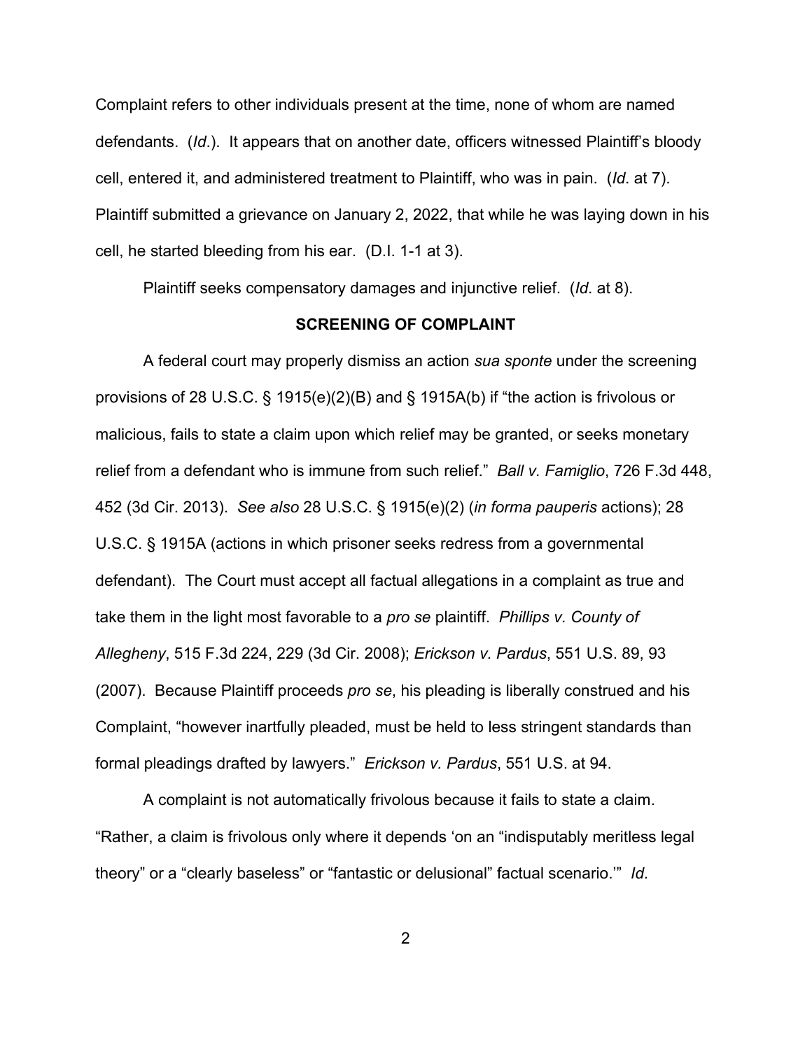Complaint refers to other individuals present at the time, none of whom are named defendants. (*Id.*). It appears that on another date, officers witnessed Plaintiff's bloody cell, entered it, and administered treatment to Plaintiff, who was in pain. (*Id.* at 7). Plaintiff submitted a grievance on January 2, 2022, that while he was laying down in his cell, he started bleeding from his ear. (D.I. 1-1 at 3).

Plaintiff seeks compensatory damages and injunctive relief. (*Id.* at 8).

## SCREENING OF COMPLAINT

A federal court may properly dismiss an action *sua sponte* under the screening provisions of 28 U.S.C. § 1915(e)(2)(B) and § 1915A(b) if "the action is frivolous or malicious, fails to state a claim upon which relief may be granted, or seeks monetary relief from a defendant who is immune from such relief." *Ball v. Famiglio*, 726 F.3d 448, 452 (3d Cir. 2013). *See also* 28 U.S.C. § 1915(e)(2) (*in forma pauperis* actions); 28 U.S.C. § 1915A (actions in which prisoner seeks redress from a governmental defendant). The Court must accept all factual allegations in a complaint as true and take them in the light most favorable to a *pro se* plaintiff. *Phillips v. County of Allegheny*, 515 F.3d 224, 229 (3d Cir. 2008); *Erickson v. Pardus*, 551 U.S. 89, 93 (2007). Because Plaintiff proceeds *pro se*, his pleading is liberally construed and his Complaint, "however inartfully pleaded, must be held to less stringent standards than formal pleadings drafted by lawyers." *Erickson v. Pardus*, 551 U.S. at 94.

A complaint is not automatically frivolous because it fails to state a claim. "Rather, a claim is frivolous only where it depends 'on an "indisputably meritless legal theory" or a "clearly baseless" or "fantastic or delusional" factual scenario.'" *Id.*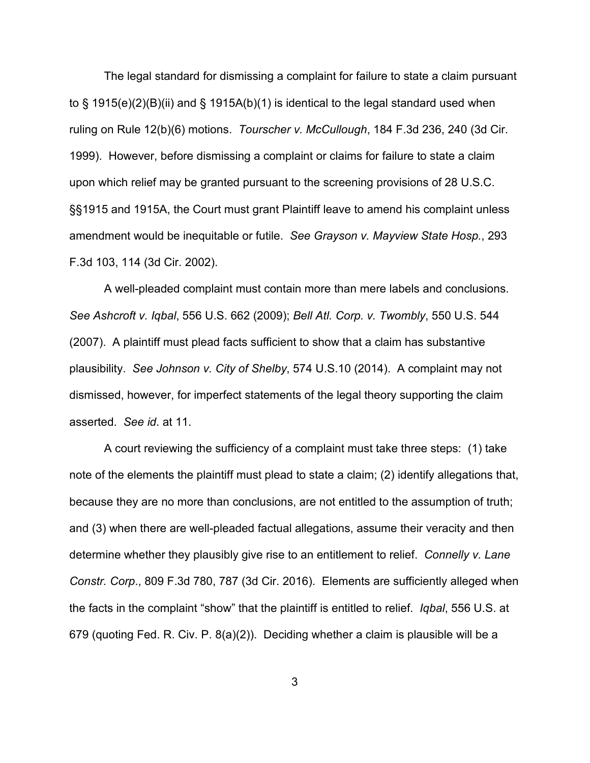The legal standard for dismissing a complaint for failure to state a claim pursuant to § 1915(e)(2)(B)(ii) and § 1915A(b)(1) is identical to the legal standard used when ruling on Rule 12(b)(6) motions. *Tourscher v. McCullough*, 184 F.3d 236, 240 (3d Cir. 1999). However, before dismissing a complaint or claims for failure to state a claim upon which relief may be granted pursuant to the screening provisions of 28 U.S.C. §§1915 and 1915A, the Court must grant Plaintiff leave to amend his complaint unless amendment would be inequitable or futile. *See Grayson v. Mayview State Hosp.*, 293 F.3d 103, 114 (3d Cir. 2002).

A well-pleaded complaint must contain more than mere labels and conclusions. *See Ashcroft v. Iqbal*, 556 U.S. 662 (2009); *Bell Atl. Corp. v. Twombly*, 550 U.S. 544 (2007). A plaintiff must plead facts sufficient to show that a claim has substantive plausibility. *See Johnson v. City of Shelby*, 574 U.S.10 (2014). A complaint may not dismissed, however, for imperfect statements of the legal theory supporting the claim asserted. *See id*. at 11.

A court reviewing the sufficiency of a complaint must take three steps: (1) take note of the elements the plaintiff must plead to state a claim; (2) identify allegations that, because they are no more than conclusions, are not entitled to the assumption of truth; and (3) when there are well-pleaded factual allegations, assume their veracity and then determine whether they plausibly give rise to an entitlement to relief. *Connelly v. Lane Constr. Corp.*, 809 F.3d 780, 787 (3d Cir. 2016). Elements are sufficiently alleged when the facts in the complaint "show" that the plaintiff is entitled to relief. *Iqbal*, 556 U.S. at 679 (quoting Fed. R. Civ. P. 8(a)(2)). Deciding whether a claim is plausible will be a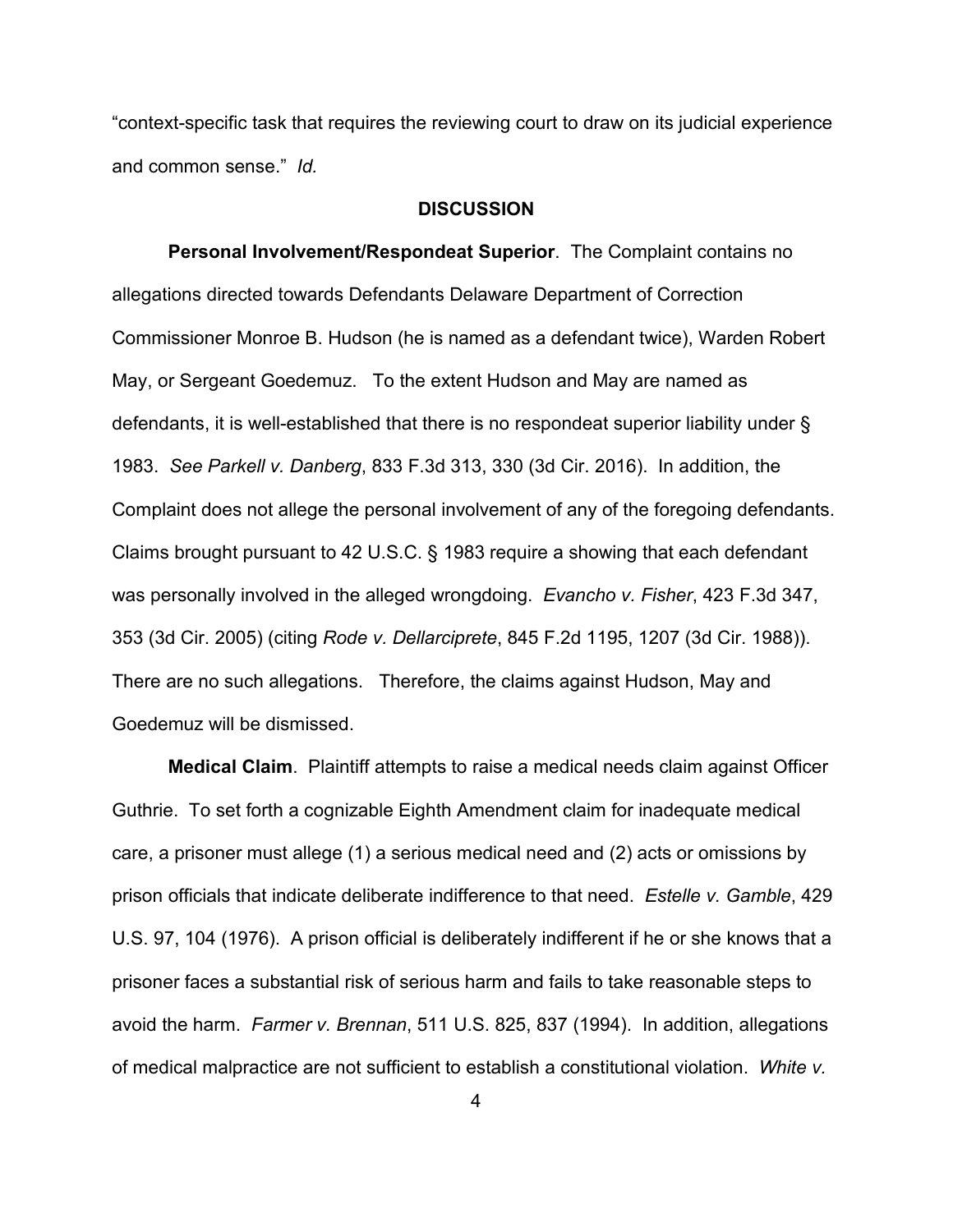"context-specific task that requires the reviewing court to draw on its judicial experience and common sense." *Id.*

**DISCUSSION**

**Personal Involvement/Respondeat Superior**. The Complaint contains no allegations directed towards Defendants Delaware Department of Correction Commissioner Monroe B. Hudson (he is named as a defendant twice), Warden Robert May, or Sergeant Goedemuz. To the extent Hudson and May are named as defendants, it is well-established that there is no respondeat superior liability under § 1983. *See Parkell v. Danberg*, 833 F.3d 313, 330 (3d Cir. 2016). In addition, the Complaint does not allege the personal involvement of any of the foregoing defendants. Claims brought pursuant to 42 U.S.C. § 1983 require a showing that each defendant was personally involved in the alleged wrongdoing. *Evancho v. Fisher*, 423 F.3d 347, 353 (3d Cir. 2005) (citing *Rode v. Dellarciprete*, 845 F.2d 1195, 1207 (3d Cir. 1988)). There are no such allegations. Therefore, the claims against Hudson, May and Goedemuz will be dismissed.

**Medical Claim**. Plaintiff attempts to raise a medical needs claim against Officer Guthrie. To set forth a cognizable Eighth Amendment claim for inadequate medical care, a prisoner must allege (1) a serious medical need and (2) acts or omissions by prison officials that indicate deliberate indifference to that need. *Estelle v. Gamble*, 429 U.S. 97, 104 (1976). A prison official is deliberately indifferent if he or she knows that a prisoner faces a substantial risk of serious harm and fails to take reasonable steps to avoid the harm. *Farmer v. Brennan*, 511 U.S. 825, 837 (1994). In addition, allegations of medical malpractice are not sufficient to establish a constitutional violation. *White v.*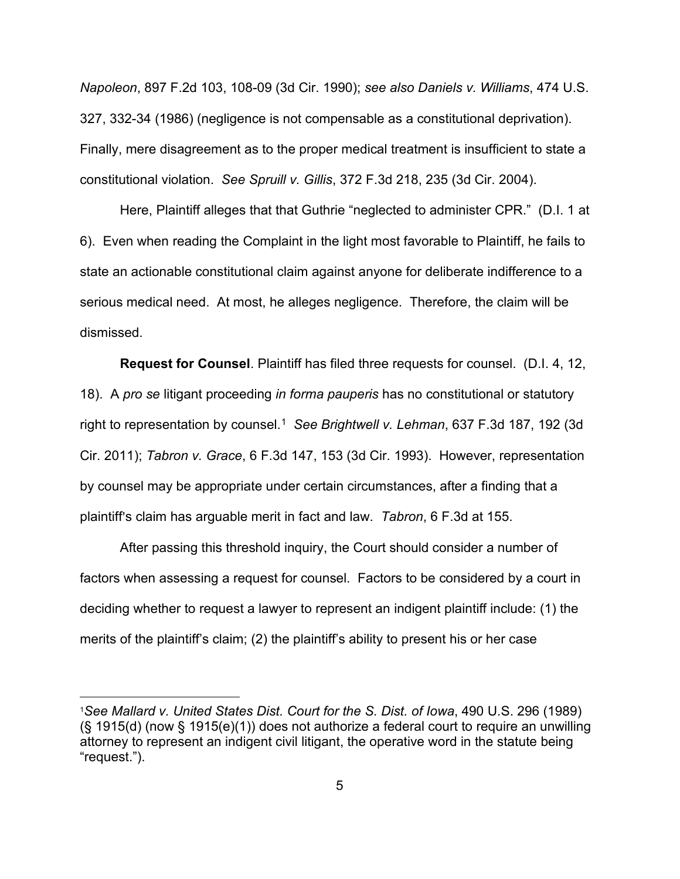*Napoleon*, 897 F.2d 103, 108-09 (3d Cir. 1990); *see also Daniels v. Williams*, 474 U.S. 327, 332-34 (1986) (negligence is not compensable as a constitutional deprivation). Finally, mere disagreement as to the proper medical treatment is insufficient to state a constitutional violation. *See Spruill v. Gillis*, 372 F.3d 218, 235 (3d Cir. 2004).

Here, Plaintiff alleges that that Guthrie "neglected to administer CPR." (D.I. 1 at 6). Even when reading the Complaint in the light most favorable to Plaintiff, he fails to state an actionable constitutional claim against anyone for deliberate indifference to a serious medical need. At most, he alleges negligence. Therefore, the claim will be dismissed.

**Request for Counsel**. Plaintiff has filed three requests for counsel. (D.I. 4, 12, 18). A *pro se* litigant proceeding *in forma pauperis* has no constitutional or statutory right to representation by counsel.[1] *See Brightwell v. Lehman*, 637 F.3d 187, 192 (3d Cir. 2011); *Tabron v. Grace*, 6 F.3d 147, 153 (3d Cir. 1993). However, representation by counsel may be appropriate under certain circumstances, after a finding that a plaintiff's claim has arguable merit in fact and law. *Tabron*, 6 F.3d at 155.

After passing this threshold inquiry, the Court should consider a number of factors when assessing a request for counsel. Factors to be considered by a court in deciding whether to request a lawyer to represent an indigent plaintiff include: (1) the merits of the plaintiff's claim; (2) the plaintiff's ability to present his or her case

[1]*See Mallard v. United States Dist. Court for the S. Dist. of Iowa*, 490 U.S. 296 (1989) (§ 1915(d) (now § 1915(e)(1)) does not authorize a federal court to require an unwilling attorney to represent an indigent civil litigant, the operative word in the statute being "request.").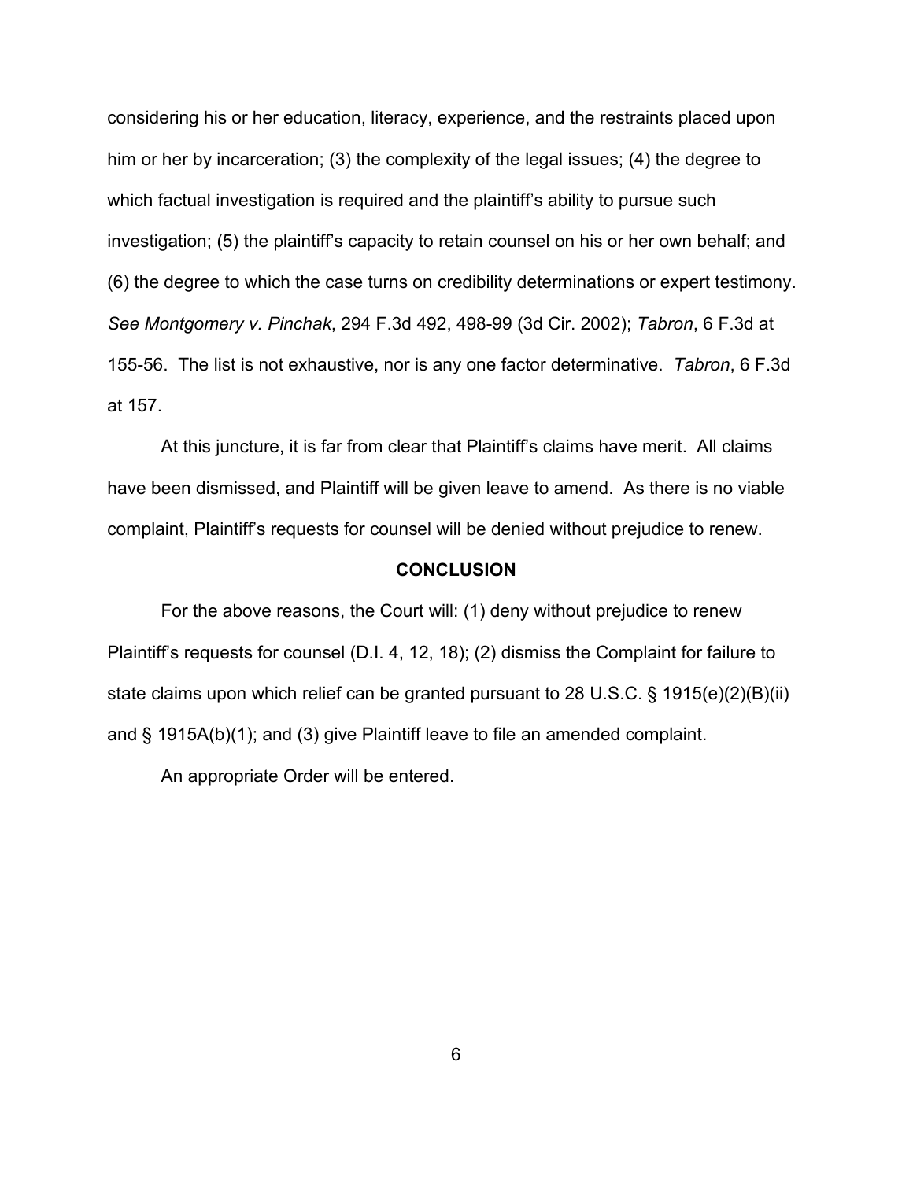considering his or her education, literacy, experience, and the restraints placed upon him or her by incarceration; (3) the complexity of the legal issues; (4) the degree to which factual investigation is required and the plaintiff's ability to pursue such investigation; (5) the plaintiff's capacity to retain counsel on his or her own behalf; and (6) the degree to which the case turns on credibility determinations or expert testimony. *See Montgomery v. Pinchak*, 294 F.3d 492, 498-99 (3d Cir. 2002); *Tabron*, 6 F.3d at 155-56. The list is not exhaustive, nor is any one factor determinative. *Tabron*, 6 F.3d at 157.

At this juncture, it is far from clear that Plaintiff's claims have merit. All claims have been dismissed, and Plaintiff will be given leave to amend. As there is no viable complaint, Plaintiff's requests for counsel will be denied without prejudice to renew.

## CONCLUSION

For the above reasons, the Court will: (1) deny without prejudice to renew Plaintiff's requests for counsel (D.I. 4, 12, 18); (2) dismiss the Complaint for failure to state claims upon which relief can be granted pursuant to 28 U.S.C. § 1915(e)(2)(B)(ii) and § 1915A(b)(1); and (3) give Plaintiff leave to file an amended complaint.

An appropriate Order will be entered.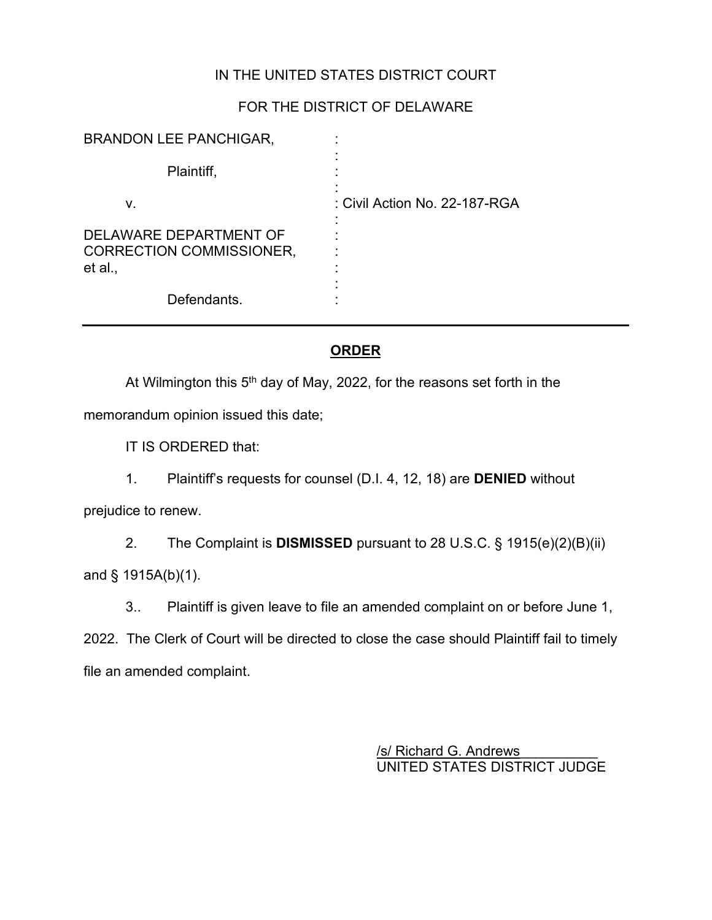IN THE UNITED STATES DISTRICT COURT

FOR THE DISTRICT OF DELAWARE

| | | |
|---|---|---|
| BRANDON LEE PANCHIGAR, | : | |
| Plaintiff, | : | |
| v. | : | Civil Action No. 22-187-RGA |
| DELAWARE DEPARTMENT OF CORRECTION COMMISSIONER, et al., | : | |
| Defendants. | : | |

## ORDER

At Wilmington this 5th day of May, 2022, for the reasons set forth in the memorandum opinion issued this date;

IT IS ORDERED that:

1. Plaintiff's requests for counsel (D.I. 4, 12, 18) are **DENIED** without prejudice to renew.

2. The Complaint is **DISMISSED** pursuant to 28 U.S.C. § 1915(e)(2)(B)(ii) and § 1915A(b)(1).

3.. Plaintiff is given leave to file an amended complaint on or before June 1, 2022. The Clerk of Court will be directed to close the case should Plaintiff fail to timely file an amended complaint.

/s/ Richard G. Andrews
UNITED STATES DISTRICT JUDGE